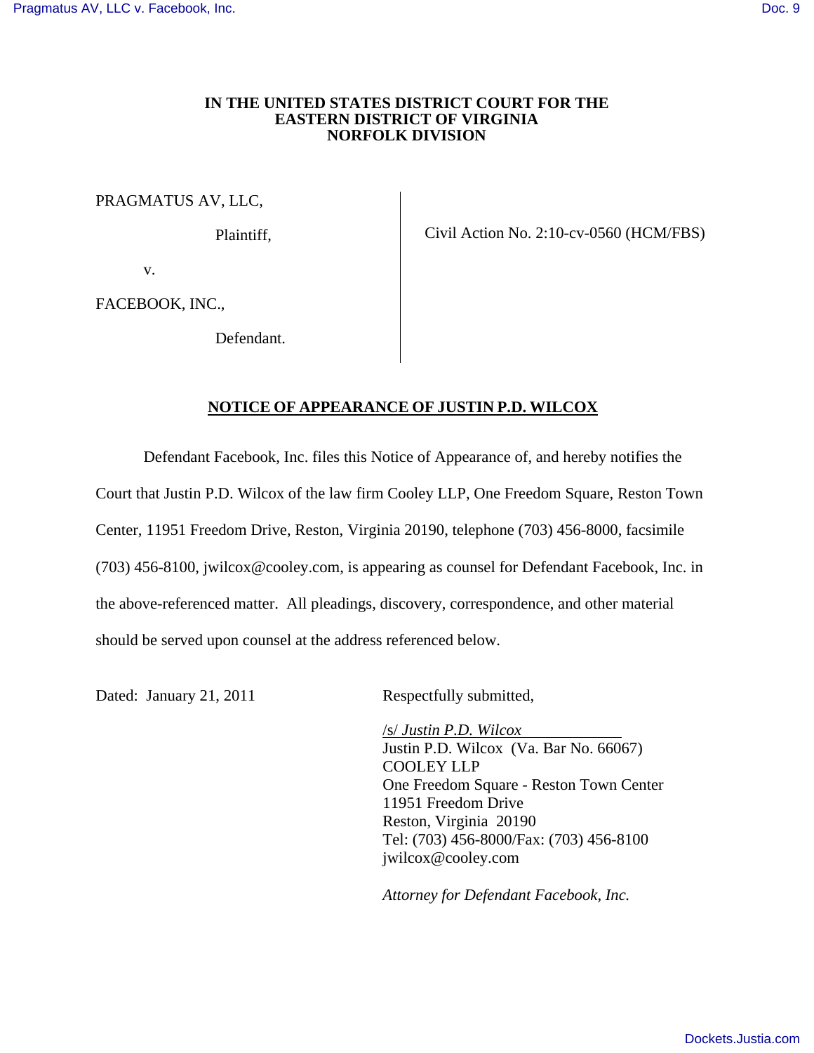**IN THE UNITED STATES DISTRICT COURT FOR THE EASTERN DISTRICT OF VIRGINIA NORFOLK DIVISION**

| | |
|---|---|
| PRAGMATUS AV, LLC,<br><br>Plaintiff,<br><br>v.<br><br>FACEBOOK, INC.,<br><br>Defendant. | Civil Action No. 2:10-cv-0560 (HCM/FBS) |

**NOTICE OF APPEARANCE OF JUSTIN P.D. WILCOX**

Defendant Facebook, Inc. files this Notice of Appearance of, and hereby notifies the Court that Justin P.D. Wilcox of the law firm Cooley LLP, One Freedom Square, Reston Town Center, 11951 Freedom Drive, Reston, Virginia 20190, telephone (703) 456-8000, facsimile (703) 456-8100, jwilcox@cooley.com, is appearing as counsel for Defendant Facebook, Inc. in the above-referenced matter. All pleadings, discovery, correspondence, and other material should be served upon counsel at the address referenced below.

Dated: January 21, 2011

Respectfully submitted,

/s/ *Justin P.D. Wilcox*
Justin P.D. Wilcox (Va. Bar No. 66067)
COOLEY LLP
One Freedom Square - Reston Town Center
11951 Freedom Drive
Reston, Virginia 20190
Tel: (703) 456-8000/Fax: (703) 456-8100
jwilcox@cooley.com

*Attorney for Defendant Facebook, Inc.*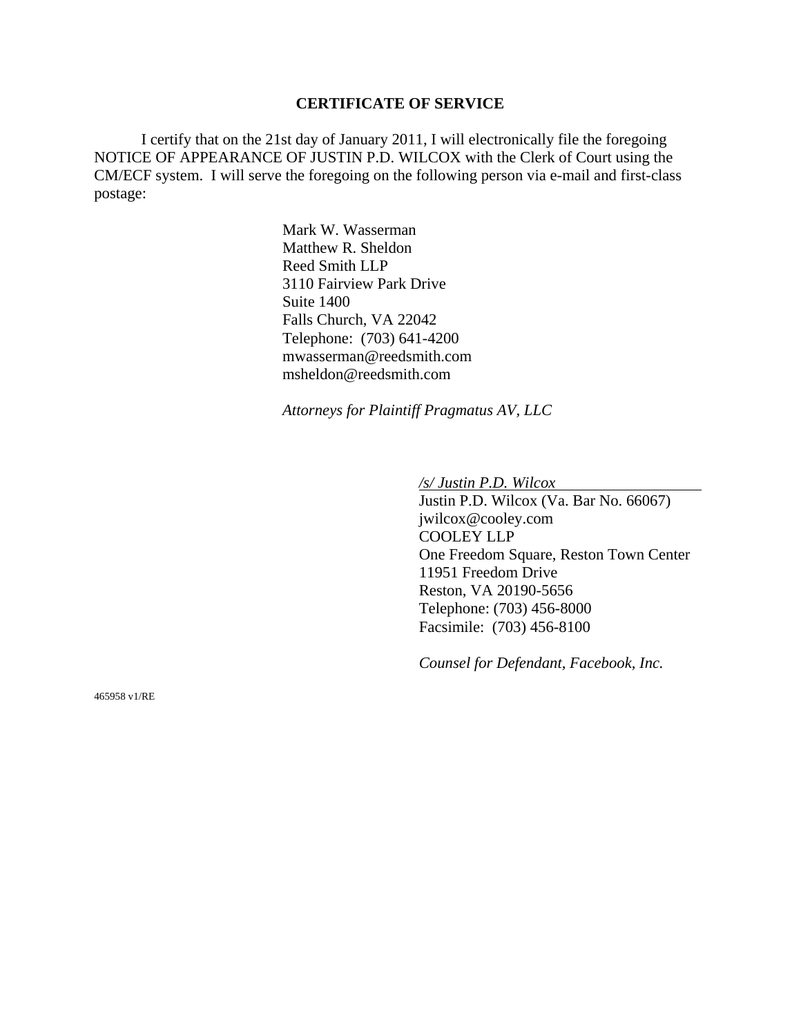**CERTIFICATE OF SERVICE**

I certify that on the 21st day of January 2011, I will electronically file the foregoing NOTICE OF APPEARANCE OF JUSTIN P.D. WILCOX with the Clerk of Court using the CM/ECF system. I will serve the foregoing on the following person via e-mail and first-class postage:

Mark W. Wasserman
Matthew R. Sheldon
Reed Smith LLP
3110 Fairview Park Drive
Suite 1400
Falls Church, VA 22042
Telephone: (703) 641-4200
mwasserman@reedsmith.com
msheldon@reedsmith.com

*Attorneys for Plaintiff Pragmatus AV, LLC*

*/s/ Justin P.D. Wilcox*
Justin P.D. Wilcox (Va. Bar No. 66067)
jwilcox@cooley.com
COOLEY LLP
One Freedom Square, Reston Town Center
11951 Freedom Drive
Reston, VA 20190-5656
Telephone: (703) 456-8000
Facsimile: (703) 456-8100

*Counsel for Defendant, Facebook, Inc.*

465958 v1/RE